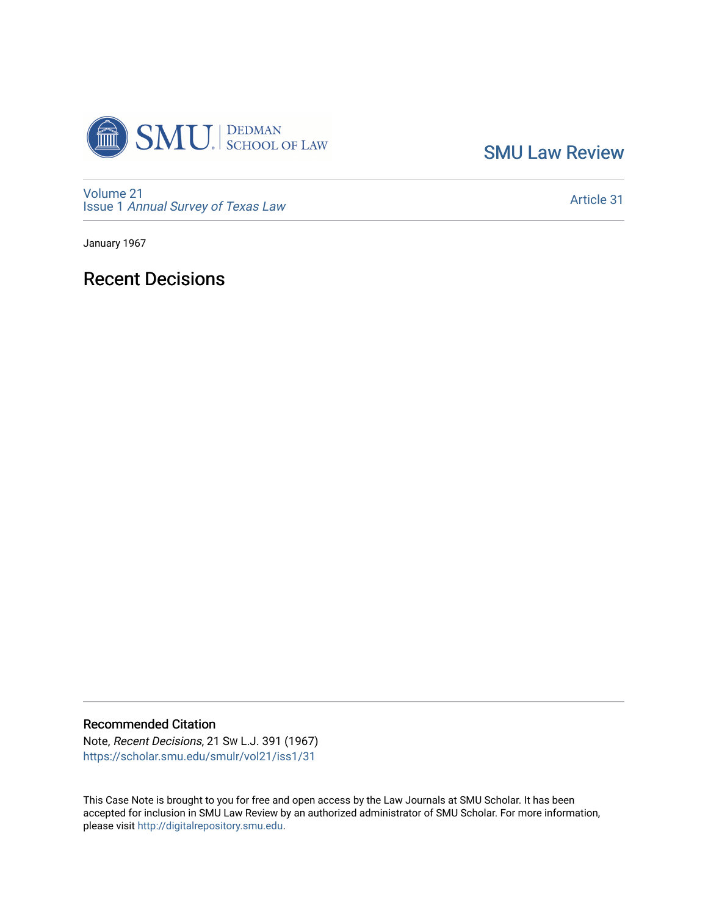SMU Law Review

Volume 21
Issue 1 *Annual Survey of Texas Law*

Article 31

January 1967

# Recent Decisions

## Recommended Citation

Note, *Recent Decisions*, 21 Sw L.J. 391 (1967)
https://scholar.smu.edu/smulr/vol21/iss1/31

This Case Note is brought to you for free and open access by the Law Journals at SMU Scholar. It has been accepted for inclusion in SMU Law Review by an authorized administrator of SMU Scholar. For more information, please visit http://digitalrepository.smu.edu.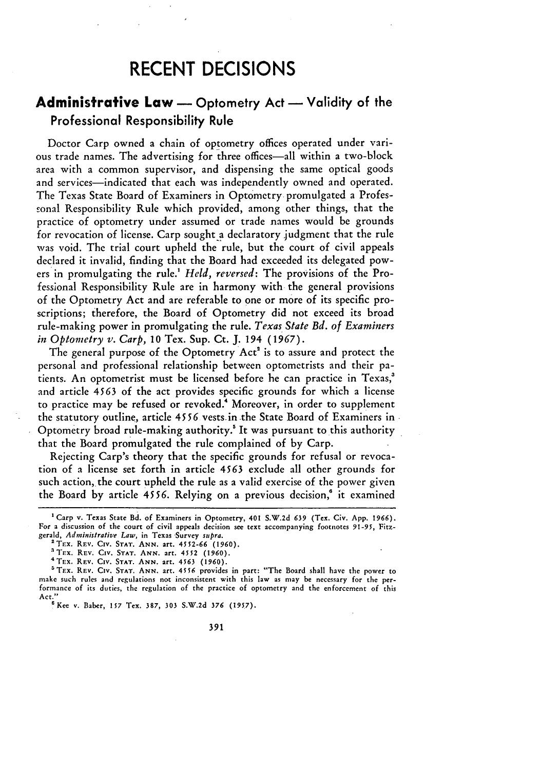# RECENT DECISIONS

## Administrative Law — Optometry Act — Validity of the Professional Responsibility Rule

Doctor Carp owned a chain of optometry offices operated under various trade names. The advertising for three offices—all within a two-block area with a common supervisor, and dispensing the same optical goods and services—indicated that each was independently owned and operated. The Texas State Board of Examiners in Optometry promulgated a Professional Responsibility Rule which provided, among other things, that the practice of optometry under assumed or trade names would be grounds for revocation of license. Carp sought a declaratory judgment that the rule was void. The trial court upheld the rule, but the court of civil appeals declared it invalid, finding that the Board had exceeded its delegated powers in promulgating the rule.[1] *Held, reversed*: The provisions of the Professional Responsibility Rule are in harmony with the general provisions of the Optometry Act and are referable to one or more of its specific proscriptions; therefore, the Board of Optometry did not exceed its broad rule-making power in promulgating the rule. *Texas State Bd. of Examiners in Optometry v. Carp*, 10 Tex. Sup. Ct. J. 194 (1967).

The general purpose of the Optometry Act[2] is to assure and protect the personal and professional relationship between optometrists and their patients. An optometrist must be licensed before he can practice in Texas,[3] and article 4563 of the act provides specific grounds for which a license to practice may be refused or revoked.[4] Moreover, in order to supplement the statutory outline, article 4556 vests in the State Board of Examiners in Optometry broad rule-making authority.[5] It was pursuant to this authority that the Board promulgated the rule complained of by Carp.

Rejecting Carp's theory that the specific grounds for refusal or revocation of a license set forth in article 4563 exclude all other grounds for such action, the court upheld the rule as a valid exercise of the power given the Board by article 4556. Relying on a previous decision,[6] it examined

---

[1] Carp v. Texas State Bd. of Examiners in Optometry, 401 S.W.2d 639 (Tex. Civ. App. 1966). For a discussion of the court of civil appeals decision see text accompanying footnotes 91-95, Fitzgerald, *Administrative Law*, in Texas Survey *supra*.

[2] TEX. REV. CIV. STAT. ANN. art. 4552-66 (1960).

[3] TEX. REV. CIV. STAT. ANN. art. 4552 (1960).

[4] TEX. REV. CIV. STAT. ANN. art. 4563 (1960).

[5] TEX. REV. CIV. STAT. ANN. art. 4556 provides in part: "The Board shall have the power to make such rules and regulations not inconsistent with this law as may be necessary for the performance of its duties, the regulation of the practice of optometry and the enforcement of this Act."

[6] Kee v. Baber, 157 Tex. 387, 303 S.W.2d 376 (1957).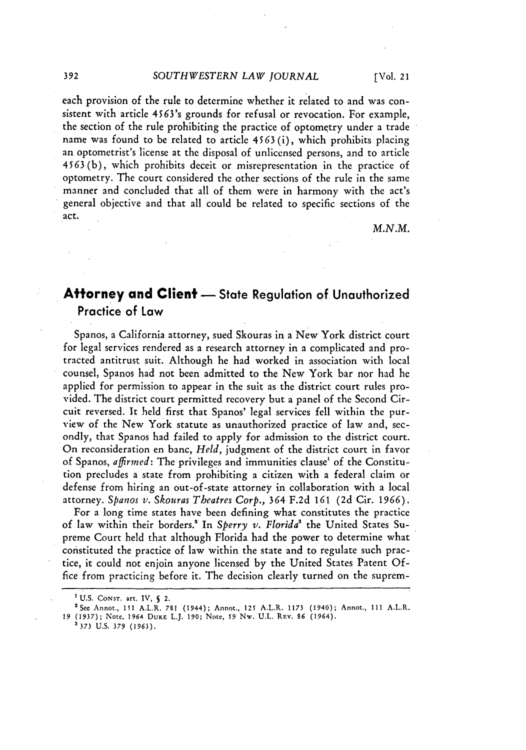each provision of the rule to determine whether it related to and was consistent with article 4563's grounds for refusal or revocation. For example, the section of the rule prohibiting the practice of optometry under a trade name was found to be related to article 4563(i), which prohibits placing an optometrist's license at the disposal of unlicensed persons, and to article 4563(b), which prohibits deceit or misrepresentation in the practice of optometry. The court considered the other sections of the rule in the same manner and concluded that all of them were in harmony with the act's general objective and that all could be related to specific sections of the act.

*M.N.M.*

## Attorney and Client — State Regulation of Unauthorized Practice of Law

Spanos, a California attorney, sued Skouras in a New York district court for legal services rendered as a research attorney in a complicated and protracted antitrust suit. Although he had worked in association with local counsel, Spanos had not been admitted to the New York bar nor had he applied for permission to appear in the suit as the district court rules provided. The district court permitted recovery but a panel of the Second Circuit reversed. It held first that Spanos' legal services fell within the purview of the New York statute as unauthorized practice of law and, secondly, that Spanos had failed to apply for admission to the district court. On reconsideration en banc, *Held*, judgment of the district court in favor of Spanos, *affirmed*: The privileges and immunities clause[1] of the Constitution precludes a state from prohibiting a citizen with a federal claim or defense from hiring an out-of-state attorney in collaboration with a local attorney. *Spanos v. Skouras Theatres Corp.*, 364 F.2d 161 (2d Cir. 1966).

For a long time states have been defining what constitutes the practice of law within their borders.[2] In *Sperry v. Florida*[3] the United States Supreme Court held that although Florida had the power to determine what constituted the practice of law within the state and to regulate such practice, it could not enjoin anyone licensed by the United States Patent Office from practicing before it. The decision clearly turned on the suprem-

---

[1] U.S. CONST. art. IV, § 2.

[2] See Annot., 151 A.L.R. 781 (1944); Annot., 125 A.L.R. 1173 (1940); Annot., 111 A.L.R. 19 (1937); Note, 1964 DUKE L.J. 190; Note, 59 NW. U.L. REV. 86 (1964).

[3] 373 U.S. 379 (1963).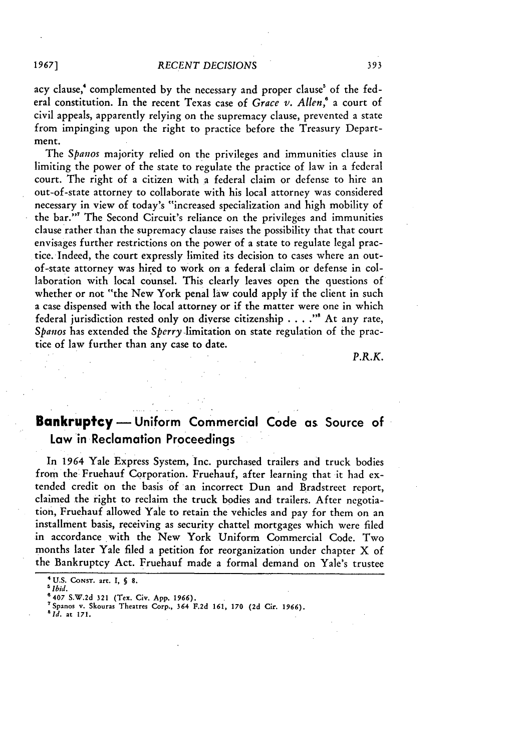acy clause,[4] complemented by the necessary and proper clause[5] of the federal constitution. In the recent Texas case of *Grace v. Allen*,[6] a court of civil appeals, apparently relying on the supremacy clause, prevented a state from impinging upon the right to practice before the Treasury Department.

The *Spanos* majority relied on the privileges and immunities clause in limiting the power of the state to regulate the practice of law in a federal court. The right of a citizen with a federal claim or defense to hire an out-of-state attorney to collaborate with his local attorney was considered necessary in view of today's "increased specialization and high mobility of the bar."[7] The Second Circuit's reliance on the privileges and immunities clause rather than the supremacy clause raises the possibility that that court envisages further restrictions on the power of a state to regulate legal practice. Indeed, the court expressly limited its decision to cases where an out-of-state attorney was hired to work on a federal claim or defense in collaboration with local counsel. This clearly leaves open the questions of whether or not "the New York penal law could apply if the client in such a case dispensed with the local attorney or if the matter were one in which federal jurisdiction rested only on diverse citizenship . . . ."[8] At any rate, *Spanos* has extended the *Sperry* limitation on state regulation of the practice of law further than any case to date.

*P.R.K.*

## Bankruptcy — Uniform Commercial Code as Source of Law in Reclamation Proceedings

In 1964 Yale Express System, Inc. purchased trailers and truck bodies from the Fruehauf Corporation. Fruehauf, after learning that it had extended credit on the basis of an incorrect Dun and Bradstreet report, claimed the right to reclaim the truck bodies and trailers. After negotiation, Fruehauf allowed Yale to retain the vehicles and pay for them on an installment basis, receiving as security chattel mortgages which were filed in accordance with the New York Uniform Commercial Code. Two months later Yale filed a petition for reorganization under chapter X of the Bankruptcy Act. Fruehauf made a formal demand on Yale's trustee

---

[4] U.S. CONST. art. I, § 8.

[5] *Ibid.*

[6] 407 S.W.2d 321 (Tex. Civ. App. 1966).

[7] Spanos v. Skouras Theatres Corp., 364 F.2d 161, 170 (2d Cir. 1966).

[8] *Id.* at 171.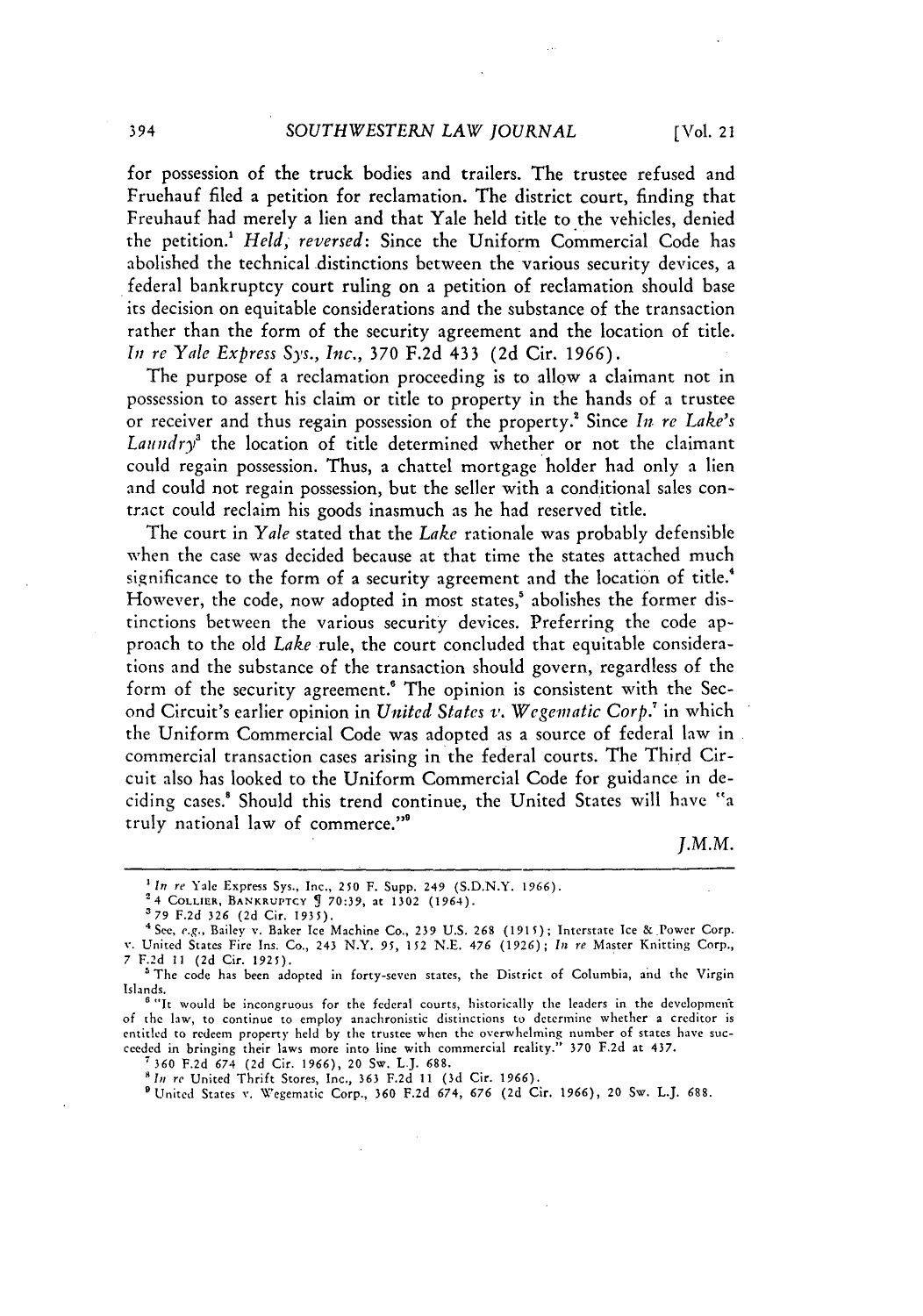for possession of the truck bodies and trailers. The trustee refused and Fruehauf filed a petition for reclamation. The district court, finding that Freuhauf had merely a lien and that Yale held title to the vehicles, denied the petition.[1] *Held, reversed*: Since the Uniform Commercial Code has abolished the technical distinctions between the various security devices, a federal bankruptcy court ruling on a petition of reclamation should base its decision on equitable considerations and the substance of the transaction rather than the form of the security agreement and the location of title. *In re Yale Express Sys., Inc.*, 370 F.2d 433 (2d Cir. 1966).

The purpose of a reclamation proceeding is to allow a claimant not in possession to assert his claim or title to property in the hands of a trustee or receiver and thus regain possession of the property.[2] Since *In re Lake's Laundry*[3] the location of title determined whether or not the claimant could regain possession. Thus, a chattel mortgage holder had only a lien and could not regain possession, but the seller with a conditional sales contract could reclaim his goods inasmuch as he had reserved title.

The court in *Yale* stated that the *Lake* rationale was probably defensible when the case was decided because at that time the states attached much significance to the form of a security agreement and the location of title.[4] However, the code, now adopted in most states,[5] abolishes the former distinctions between the various security devices. Preferring the code approach to the old *Lake* rule, the court concluded that equitable considerations and the substance of the transaction should govern, regardless of the form of the security agreement.[6] The opinion is consistent with the Second Circuit's earlier opinion in *United States v. Wegematic Corp.*[7] in which the Uniform Commercial Code was adopted as a source of federal law in commercial transaction cases arising in the federal courts. The Third Circuit also has looked to the Uniform Commercial Code for guidance in deciding cases.[8] Should this trend continue, the United States will have "a truly national law of commerce."[9]

*J.M.M.*

---

[1] *In re* Yale Express Sys., Inc., 250 F. Supp. 249 (S.D.N.Y. 1966).

[2] 4 COLLIER, BANKRUPTCY ¶ 70:39, at 1302 (1964).

[3] 79 F.2d 326 (2d Cir. 1935).

[4] See, *e.g.*, Bailey v. Baker Ice Machine Co., 239 U.S. 268 (1915); Interstate Ice & Power Corp. v. United States Fire Ins. Co., 243 N.Y. 95, 152 N.E. 476 (1926); *In re* Master Knitting Corp., 7 F.2d 11 (2d Cir. 1925).

[5] The code has been adopted in forty-seven states, the District of Columbia, and the Virgin Islands.

[6] "It would be incongruous for the federal courts, historically the leaders in the development of the law, to continue to employ anachronistic distinctions to determine whether a creditor is entitled to redeem property held by the trustee when the overwhelming number of states have succeeded in bringing their laws more into line with commercial reality." 370 F.2d at 437.

[7] 360 F.2d 674 (2d Cir. 1966), 20 Sw. L.J. 688.

[8] *In re* United Thrift Stores, Inc., 363 F.2d 11 (3d Cir. 1966).

[9] United States v. Wegematic Corp., 360 F.2d 674, 676 (2d Cir. 1966), 20 Sw. L.J. 688.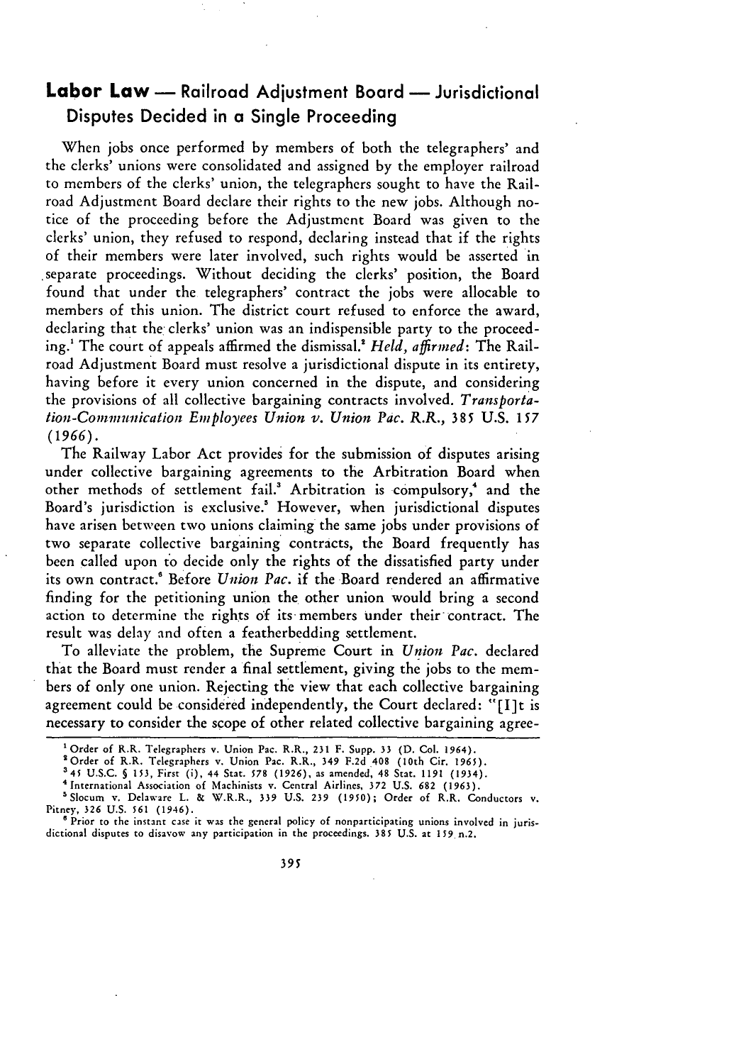## **Labor Law** — Railroad Adjustment Board — Jurisdictional Disputes Decided in a Single Proceeding

When jobs once performed by members of both the telegraphers' and the clerks' unions were consolidated and assigned by the employer railroad to members of the clerks' union, the telegraphers sought to have the Railroad Adjustment Board declare their rights to the new jobs. Although notice of the proceeding before the Adjustment Board was given to the clerks' union, they refused to respond, declaring instead that if the rights of their members were later involved, such rights would be asserted in separate proceedings. Without deciding the clerks' position, the Board found that under the telegraphers' contract the jobs were allocable to members of this union. The district court refused to enforce the award, declaring that the clerks' union was an indispensible party to the proceeding.[1] The court of appeals affirmed the dismissal.[2] *Held, affirmed*: The Railroad Adjustment Board must resolve a jurisdictional dispute in its entirety, having before it every union concerned in the dispute, and considering the provisions of all collective bargaining contracts involved. *Transportation-Communication Employees Union v. Union Pac. R.R.*, 385 U.S. 157 (1966).

The Railway Labor Act provides for the submission of disputes arising under collective bargaining agreements to the Arbitration Board when other methods of settlement fail.[3] Arbitration is compulsory,[4] and the Board's jurisdiction is exclusive.[5] However, when jurisdictional disputes have arisen between two unions claiming the same jobs under provisions of two separate collective bargaining contracts, the Board frequently has been called upon to decide only the rights of the dissatisfied party under its own contract.[6] Before *Union Pac.* if the Board rendered an affirmative finding for the petitioning union the other union would bring a second action to determine the rights of its members under their contract. The result was delay and often a featherbedding settlement.

To alleviate the problem, the Supreme Court in *Union Pac.* declared that the Board must render a final settlement, giving the jobs to the members of only one union. Rejecting the view that each collective bargaining agreement could be considered independently, the Court declared: "[I]t is necessary to consider the scope of other related collective bargaining agree-

---

[1] Order of R.R. Telegraphers v. Union Pac. R.R., 231 F. Supp. 33 (D. Col. 1964).

[2] Order of R.R. Telegraphers v. Union Pac. R.R., 349 F.2d 408 (10th Cir. 1965).

[3] 45 U.S.C. § 153, First (i), 44 Stat. 578 (1926), as amended, 48 Stat. 1191 (1934).

[4] International Association of Machinists v. Central Airlines, 372 U.S. 682 (1963).

[5] Slocum v. Delaware L. & W.R.R., 339 U.S. 239 (1950); Order of R.R. Conductors v. Pitney, 326 U.S. 561 (1946).

[6] Prior to the instant case it was the general policy of nonparticipating unions involved in jurisdictional disputes to disavow any participation in the proceedings. 385 U.S. at 159 n.2.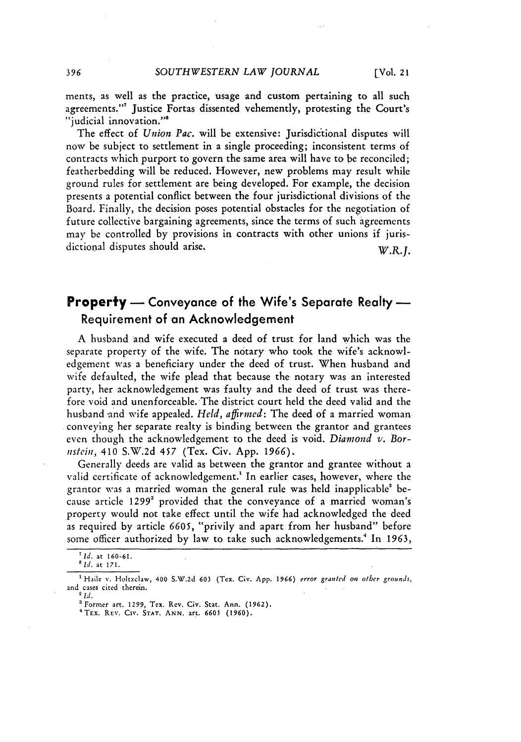ments, as well as the practice, usage and custom pertaining to all such agreements."[7] Justice Fortas dissented vehemently, protesting the Court's "judicial innovation."[8]

The effect of *Union Pac.* will be extensive: Jurisdictional disputes will now be subject to settlement in a single proceeding; inconsistent terms of contracts which purport to govern the same area will have to be reconciled; featherbedding will be reduced. However, new problems may result while ground rules for settlement are being developed. For example, the decision presents a potential conflict between the four jurisdictional divisions of the Board. Finally, the decision poses potential obstacles for the negotiation of future collective bargaining agreements, since the terms of such agreements may be controlled by provisions in contracts with other unions if jurisdictional disputes should arise.

*W.R.J.*

## Property — Conveyance of the Wife's Separate Realty — Requirement of an Acknowledgement

A husband and wife executed a deed of trust for land which was the separate property of the wife. The notary who took the wife's acknowledgement was a beneficiary under the deed of trust. When husband and wife defaulted, the wife plead that because the notary was an interested party, her acknowledgement was faulty and the deed of trust was therefore void and unenforceable. The district court held the deed valid and the husband and wife appealed. *Held, affirmed*: The deed of a married woman conveying her separate realty is binding between the grantor and grantees even though the acknowledgement to the deed is void. *Diamond v. Bornstein*, 410 S.W.2d 457 (Tex. Civ. App. 1966).

Generally deeds are valid as between the grantor and grantee without a valid certificate of acknowledgement.[1] In earlier cases, however, where the grantor was a married woman the general rule was held inapplicable[2] because article 1299[3] provided that the conveyance of a married woman's property would not take effect until the wife had acknowledged the deed as required by article 6605, "privily and apart from her husband" before some officer authorized by law to take such acknowledgements.[4] In 1963,

---

[7] *Id.* at 160-61.

[8] *Id.* at 171.

[1] Haile v. Holtzclaw, 400 S.W.2d 603 (Tex. Civ. App. 1966) *error granted on other grounds*, and cases cited therein.

[2] *Id.*

[3] Former art. 1299, Tex. Rev. Civ. Stat. Ann. (1962).

[4] TEX. REV. CIV. STAT. ANN. art. 6605 (1960).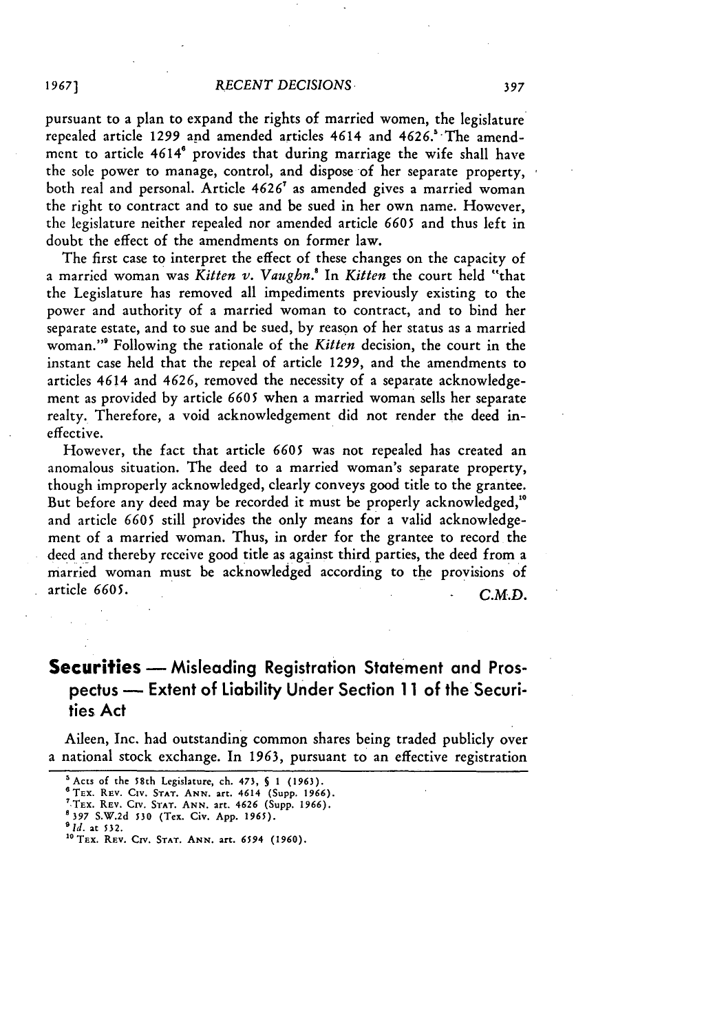pursuant to a plan to expand the rights of married women, the legislature repealed article 1299 and amended articles 4614 and 4626.[5] The amendment to article 4614[6] provides that during marriage the wife shall have the sole power to manage, control, and dispose of her separate property, both real and personal. Article 4626[7] as amended gives a married woman the right to contract and to sue and be sued in her own name. However, the legislature neither repealed nor amended article 6605 and thus left in doubt the effect of the amendments on former law.

The first case to interpret the effect of these changes on the capacity of a married woman was *Kitten v. Vaughn.*[8] In *Kitten* the court held "that the Legislature has removed all impediments previously existing to the power and authority of a married woman to contract, and to bind her separate estate, and to sue and be sued, by reason of her status as a married woman."[9] Following the rationale of the *Kitten* decision, the court in the instant case held that the repeal of article 1299, and the amendments to articles 4614 and 4626, removed the necessity of a separate acknowledgement as provided by article 6605 when a married woman sells her separate realty. Therefore, a void acknowledgement did not render the deed ineffective.

However, the fact that article 6605 was not repealed has created an anomalous situation. The deed to a married woman's separate property, though improperly acknowledged, clearly conveys good title to the grantee. But before any deed may be recorded it must be properly acknowledged,[10] and article 6605 still provides the only means for a valid acknowledgement of a married woman. Thus, in order for the grantee to record the deed and thereby receive good title as against third parties, the deed from a married woman must be acknowledged according to the provisions of article 6605.

*C.M.D.*

## Securities — Misleading Registration Statement and Prospectus — Extent of Liability Under Section 11 of the Securities Act

Aileen, Inc. had outstanding common shares being traded publicly over a national stock exchange. In 1963, pursuant to an effective registration

---

[5] Acts of the 58th Legislature, ch. 473, § 1 (1963).

[6] TEX. REV. CIV. STAT. ANN. art. 4614 (Supp. 1966).

[7] TEX. REV. CIV. STAT. ANN. art. 4626 (Supp. 1966).

[8] 397 S.W.2d 530 (Tex. Civ. App. 1965).

[9] *Id.* at 532.

[10] TEX. REV. CIV. STAT. ANN. art. 6594 (1960).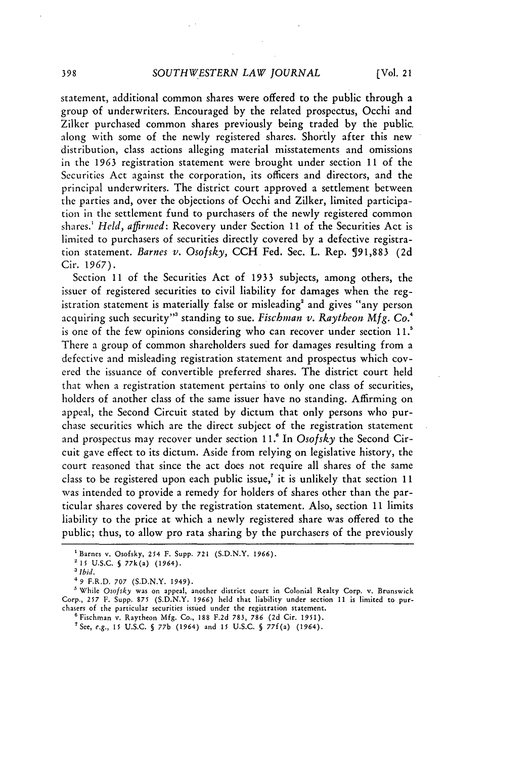statement, additional common shares were offered to the public through a group of underwriters. Encouraged by the related prospectus, Occhi and Zilker purchased common shares previously being traded by the public, along with some of the newly registered shares. Shortly after this new distribution, class actions alleging material misstatements and omissions in the 1963 registration statement were brought under section 11 of the Securities Act against the corporation, its officers and directors, and the principal underwriters. The district court approved a settlement between the parties and, over the objections of Occhi and Zilker, limited participation in the settlement fund to purchasers of the newly registered common shares.[1] *Held, affirmed*: Recovery under Section 11 of the Securities Act is limited to purchasers of securities directly covered by a defective registration statement. *Barnes v. Osofsky*, CCH Fed. Sec. L. Rep. ¶91,883 (2d Cir. 1967).

Section 11 of the Securities Act of 1933 subjects, among others, the issuer of registered securities to civil liability for damages when the registration statement is materially false or misleading[2] and gives "any person acquiring such security"[3] standing to sue. *Fischman v. Raytheon Mfg. Co.*[4] is one of the few opinions considering who can recover under section 11.[5] There a group of common shareholders sued for damages resulting from a defective and misleading registration statement and prospectus which covered the issuance of convertible preferred shares. The district court held that when a registration statement pertains to only one class of securities, holders of another class of the same issuer have no standing. Affirming on appeal, the Second Circuit stated by dictum that only persons who purchase securities which are the direct subject of the registration statement and prospectus may recover under section 11.[6] In *Osofsky* the Second Circuit gave effect to its dictum. Aside from relying on legislative history, the court reasoned that since the act does not require all shares of the same class to be registered upon each public issue,[7] it is unlikely that section 11 was intended to provide a remedy for holders of shares other than the particular shares covered by the registration statement. Also, section 11 limits liability to the price at which a newly registered share was offered to the public; thus, to allow pro rata sharing by the purchasers of the previously

---

[1] Barnes v. Osofsky, 254 F. Supp. 721 (S.D.N.Y. 1966).

[2] 15 U.S.C. § 77k(a) (1964).

[3] *Ibid.*

[4] 9 F.R.D. 707 (S.D.N.Y. 1949).

[5] While *Osofsky* was on appeal, another district court in Colonial Realty Corp. v. Brunswick Corp., 257 F. Supp. 875 (S.D.N.Y. 1966) held that liability under section 11 is limited to purchasers of the particular securities issued under the registration statement.

[6] Fischman v. Raytheon Mfg. Co., 188 F.2d 783, 786 (2d Cir. 1951).

[7] See, *e.g.*, 15 U.S.C. § 77b (1964) and 15 U.S.C. § 77f(a) (1964).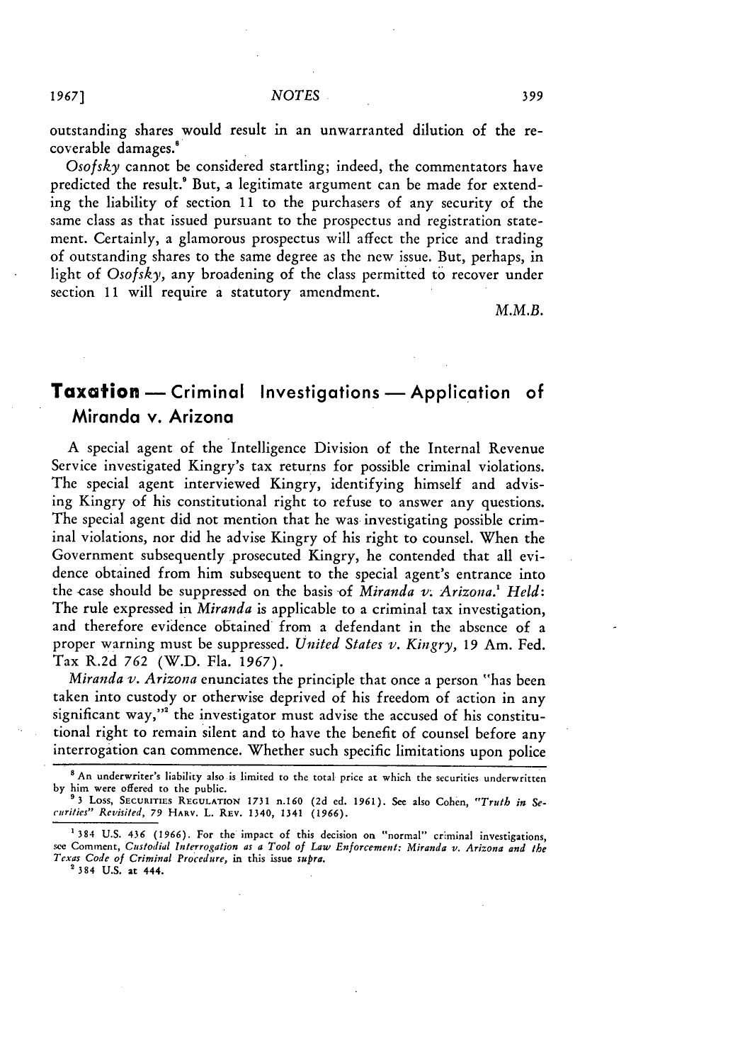outstanding shares would result in an unwarranted dilution of the recoverable damages.[8]

*Osofsky* cannot be considered startling; indeed, the commentators have predicted the result.[9] But, a legitimate argument can be made for extending the liability of section 11 to the purchasers of any security of the same class as that issued pursuant to the prospectus and registration statement. Certainly, a glamorous prospectus will affect the price and trading of outstanding shares to the same degree as the new issue. But, perhaps, in light of *Osofsky*, any broadening of the class permitted to recover under section 11 will require a statutory amendment.

*M.M.B.*

## Taxation — Criminal Investigations — Application of Miranda v. Arizona

A special agent of the Intelligence Division of the Internal Revenue Service investigated Kingry's tax returns for possible criminal violations. The special agent interviewed Kingry, identifying himself and advising Kingry of his constitutional right to refuse to answer any questions. The special agent did not mention that he was investigating possible criminal violations, nor did he advise Kingry of his right to counsel. When the Government subsequently prosecuted Kingry, he contended that all evidence obtained from him subsequent to the special agent's entrance into the case should be suppressed on the basis of *Miranda v. Arizona*.[1] *Held*: The rule expressed in *Miranda* is applicable to a criminal tax investigation, and therefore evidence obtained from a defendant in the absence of a proper warning must be suppressed. *United States v. Kingry*, 19 Am. Fed. Tax R.2d 762 (W.D. Fla. 1967).

*Miranda v. Arizona* enunciates the principle that once a person "has been taken into custody or otherwise deprived of his freedom of action in any significant way,"[2] the investigator must advise the accused of his constitutional right to remain silent and to have the benefit of counsel before any interrogation can commence. Whether such specific limitations upon police

---

[8] An underwriter's liability also is limited to the total price at which the securities underwritten by him were offered to the public.

[9] 3 Loss, Securities Regulation 1731 n.160 (2d ed. 1961). See also Cohen, *"Truth in Securities" Revisited*, 79 Harv. L. Rev. 1340, 1341 (1966).

[1] 384 U.S. 436 (1966). For the impact of this decision on "normal" criminal investigations, see Comment, *Custodial Interrogation as a Tool of Law Enforcement: Miranda v. Arizona and the Texas Code of Criminal Procedure*, in this issue *supra*.

[2] 384 U.S. at 444.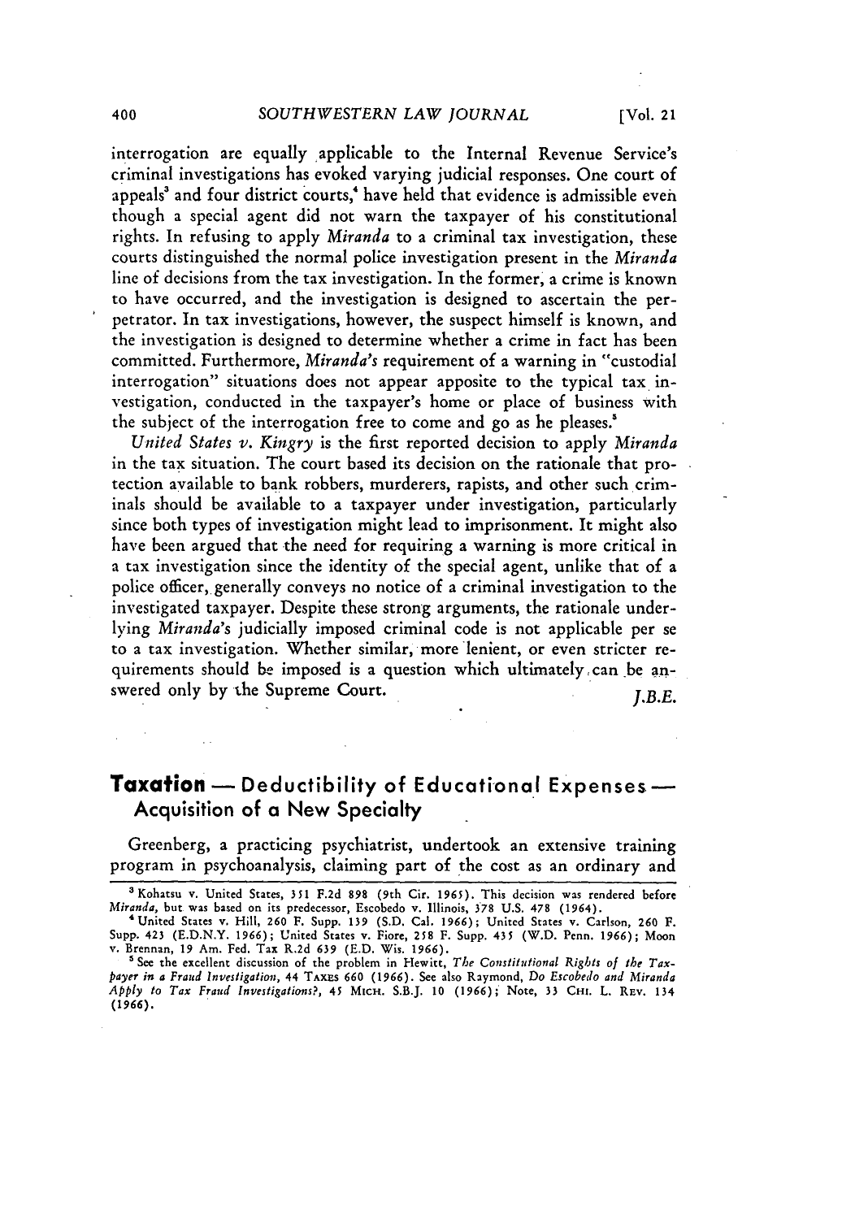interrogation are equally applicable to the Internal Revenue Service's criminal investigations has evoked varying judicial responses. One court of appeals[3] and four district courts,[4] have held that evidence is admissible even though a special agent did not warn the taxpayer of his constitutional rights. In refusing to apply *Miranda* to a criminal tax investigation, these courts distinguished the normal police investigation present in the *Miranda* line of decisions from the tax investigation. In the former, a crime is known to have occurred, and the investigation is designed to ascertain the perpetrator. In tax investigations, however, the suspect himself is known, and the investigation is designed to determine whether a crime in fact has been committed. Furthermore, *Miranda's* requirement of a warning in "custodial interrogation" situations does not appear apposite to the typical tax investigation, conducted in the taxpayer's home or place of business with the subject of the interrogation free to come and go as he pleases.[5]

*United States v. Kingry* is the first reported decision to apply *Miranda* in the tax situation. The court based its decision on the rationale that protection available to bank robbers, murderers, rapists, and other such criminals should be available to a taxpayer under investigation, particularly since both types of investigation might lead to imprisonment. It might also have been argued that the need for requiring a warning is more critical in a tax investigation since the identity of the special agent, unlike that of a police officer, generally conveys no notice of a criminal investigation to the investigated taxpayer. Despite these strong arguments, the rationale underlying *Miranda's* judicially imposed criminal code is not applicable per se to a tax investigation. Whether similar, more lenient, or even stricter requirements should be imposed is a question which ultimately can be answered only by the Supreme Court.

*J.B.E.*

## Taxation — Deductibility of Educational Expenses — Acquisition of a New Specialty

Greenberg, a practicing psychiatrist, undertook an extensive training program in psychoanalysis, claiming part of the cost as an ordinary and

---

[3] Kohatsu v. United States, 351 F.2d 898 (9th Cir. 1965). This decision was rendered before *Miranda*, but was based on its predecessor, Escobedo v. Illinois, 378 U.S. 478 (1964).

[4] United States v. Hill, 260 F. Supp. 139 (S.D. Cal. 1966); United States v. Carlson, 260 F. Supp. 423 (E.D.N.Y. 1966); United States v. Fiore, 258 F. Supp. 435 (W.D. Penn. 1966); Moon v. Brennan, 19 Am. Fed. Tax R.2d 639 (E.D. Wis. 1966).

[5] See the excellent discussion of the problem in Hewitt, *The Constitutional Rights of the Taxpayer in a Fraud Investigation*, 44 TAXES 660 (1966). See also Raymond, *Do Escobedo and Miranda Apply to Tax Fraud Investigations?*, 45 MICH. S.B.J. 10 (1966); Note, 33 CHI. L. REV. 134 (1966).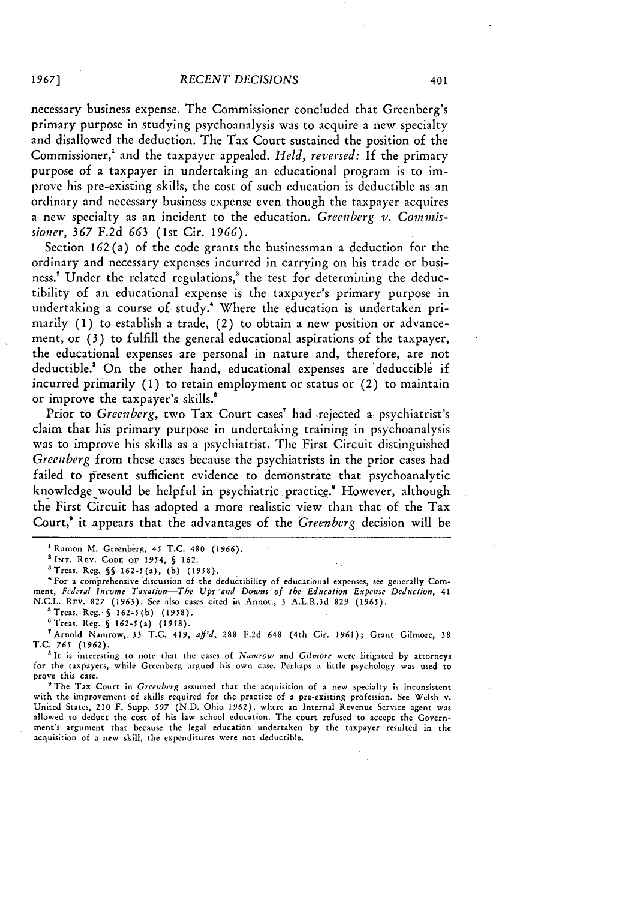necessary business expense. The Commissioner concluded that Greenberg's primary purpose in studying psychoanalysis was to acquire a new specialty and disallowed the deduction. The Tax Court sustained the position of the Commissioner,[1] and the taxpayer appealed. *Held, reversed:* If the primary purpose of a taxpayer in undertaking an educational program is to improve his pre-existing skills, the cost of such education is deductible as an ordinary and necessary business expense even though the taxpayer acquires a new specialty as an incident to the education. *Greenberg v. Commissioner*, 367 F.2d 663 (1st Cir. 1966).

Section 162(a) of the code grants the businessman a deduction for the ordinary and necessary expenses incurred in carrying on his trade or business.[2] Under the related regulations,[3] the test for determining the deductibility of an educational expense is the taxpayer's primary purpose in undertaking a course of study.[4] Where the education is undertaken primarily (1) to establish a trade, (2) to obtain a new position or advancement, or (3) to fulfill the general educational aspirations of the taxpayer, the educational expenses are personal in nature and, therefore, are not deductible.[5] On the other hand, educational expenses are deductible if incurred primarily (1) to retain employment or status or (2) to maintain or improve the taxpayer's skills.[6]

Prior to *Greenberg*, two Tax Court cases[7] had rejected a psychiatrist's claim that his primary purpose in undertaking training in psychoanalysis was to improve his skills as a psychiatrist. The First Circuit distinguished *Greenberg* from these cases because the psychiatrists in the prior cases had failed to present sufficient evidence to demonstrate that psychoanalytic knowledge would be helpful in psychiatric practice.[8] However, although the First Circuit has adopted a more realistic view than that of the Tax Court,[9] it appears that the advantages of the *Greenberg* decision will be

---

[1] Ramon M. Greenberg, 45 T.C. 480 (1966).

[2] INT. REV. CODE OF 1954, § 162.

[3] Treas. Reg. §§ 162-5(a), (b) (1958).

[4] For a comprehensive discussion of the deductibility of educational expenses, see generally Comment, *Federal Income Taxation—The Ups and Downs of the Education Expense Deduction*, 41 N.C.L. REV. 827 (1963). See also cases cited in Annot., 3 A.L.R.3d 829 (1965).

[5] Treas. Reg. § 162-5(b) (1958).

[6] Treas. Reg. § 162-5(a) (1958).

[7] Arnold Namrow, 33 T.C. 419, *aff'd*, 288 F.2d 648 (4th Cir. 1961); Grant Gilmore, 38 T.C. 765 (1962).

[8] It is interesting to note that the cases of *Namrow* and *Gilmore* were litigated by attorneys for the taxpayers, while Greenberg argued his own case. Perhaps a little psychology was used to prove this case.

[9] The Tax Court in *Greenberg* assumed that the acquisition of a new specialty is inconsistent with the improvement of skills required for the practice of a pre-existing profession. See Welsh v. United States, 210 F. Supp. 597 (N.D. Ohio 1962), where an Internal Revenue Service agent was allowed to deduct the cost of his law school education. The court refused to accept the Government's argument that because the legal education undertaken by the taxpayer resulted in the acquisition of a new skill, the expenditures were not deductible.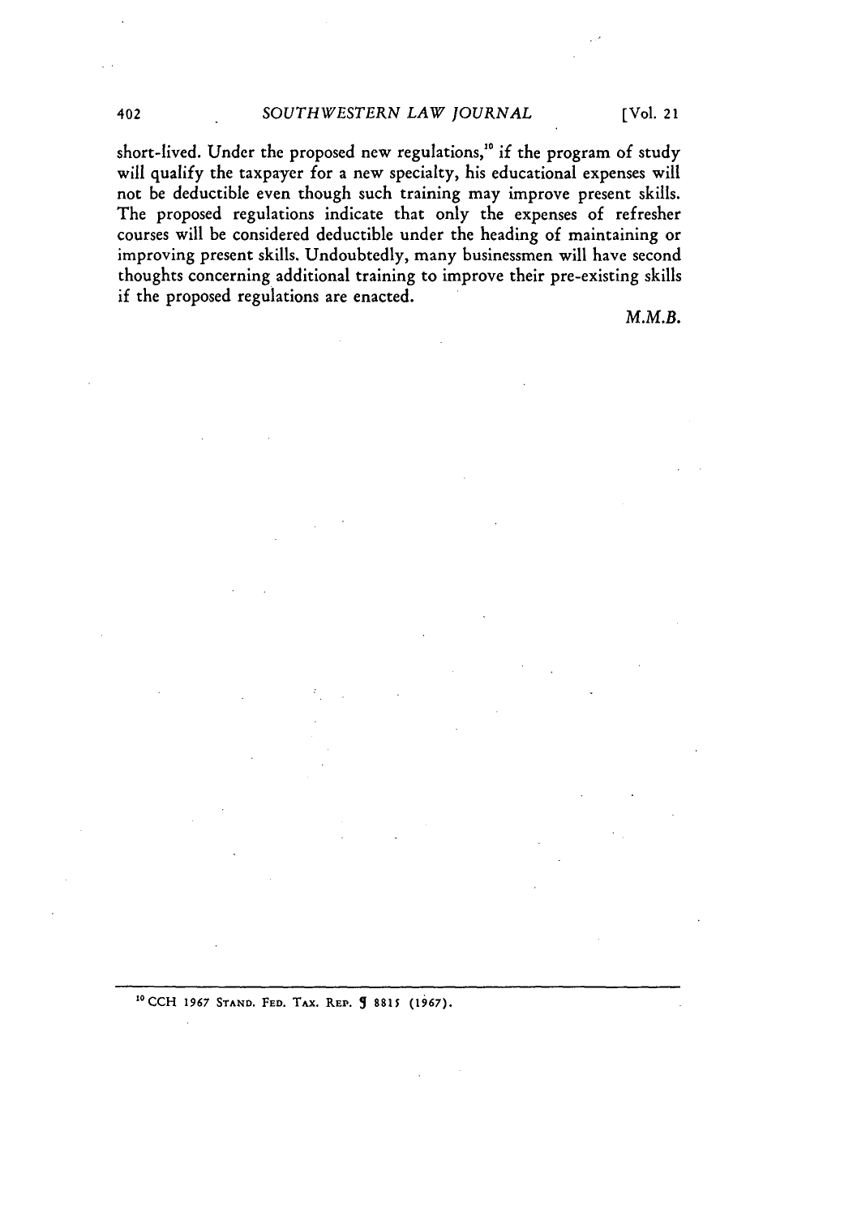short-lived. Under the proposed new regulations,[10] if the program of study will qualify the taxpayer for a new specialty, his educational expenses will not be deductible even though such training may improve present skills. The proposed regulations indicate that only the expenses of refresher courses will be considered deductible under the heading of maintaining or improving present skills. Undoubtedly, many businessmen will have second thoughts concerning additional training to improve their pre-existing skills if the proposed regulations are enacted.

*M.M.B.*

---

[10] CCH 1967 STAND. FED. TAX. REP. ¶ 8815 (1967).